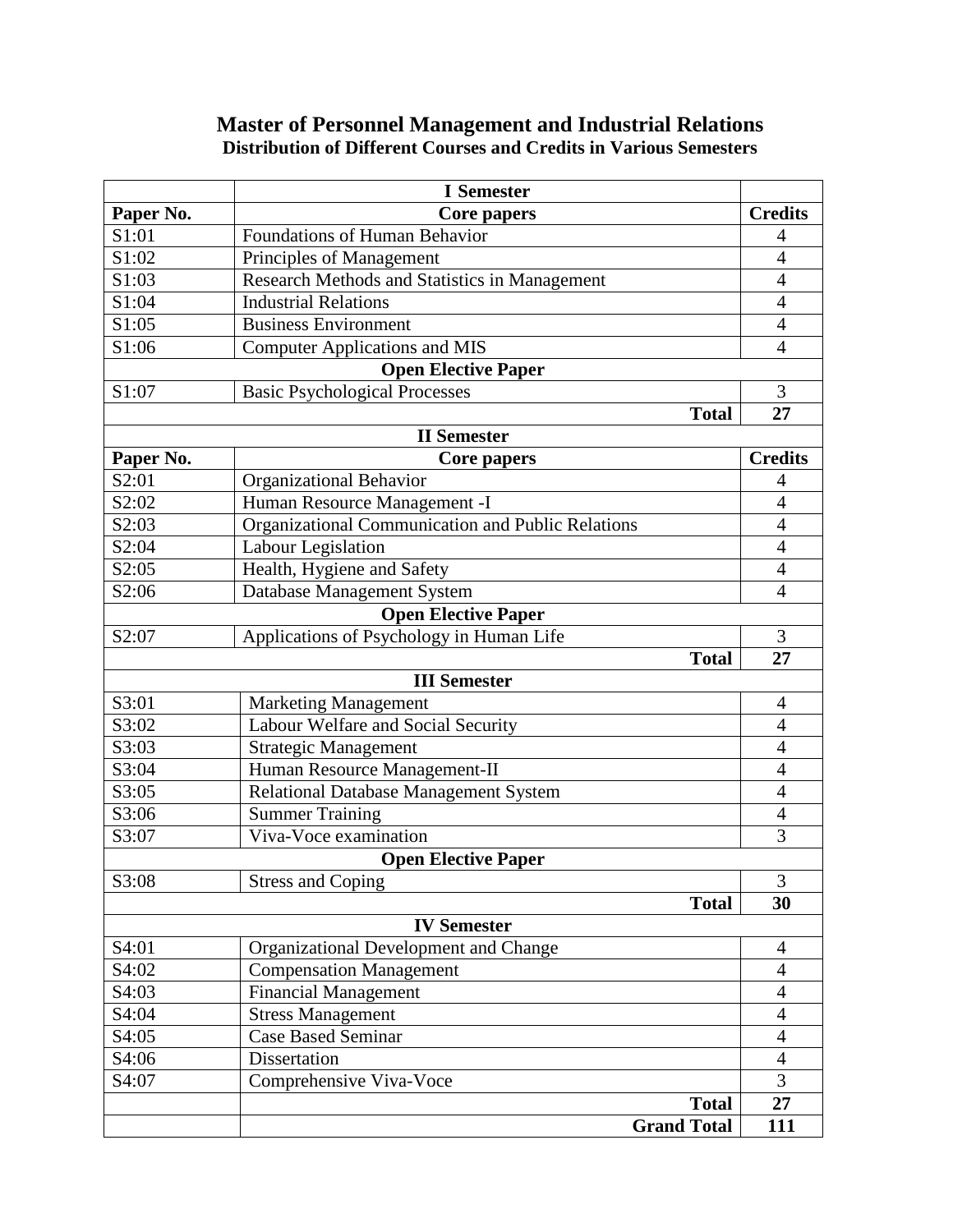# Master of Personnel Management and Industrial Relations

## Distribution of Different Courses and Credits in Various Semesters

| | I Semester | |
|---|---|---|
| **Paper No.** | **Core papers** | **Credits** |
| S1:01 | Foundations of Human Behavior | 4 |
| S1:02 | Principles of Management | 4 |
| S1:03 | Research Methods and Statistics in Management | 4 |
| S1:04 | Industrial Relations | 4 |
| S1:05 | Business Environment | 4 |
| S1:06 | Computer Applications and MIS | 4 |
| | **Open Elective Paper** | |
| S1:07 | Basic Psychological Processes | 3 |
| | **Total** | **27** |
| | **II Semester** | |
| **Paper No.** | **Core papers** | **Credits** |
| S2:01 | Organizational Behavior | 4 |
| S2:02 | Human Resource Management -I | 4 |
| S2:03 | Organizational Communication and Public Relations | 4 |
| S2:04 | Labour Legislation | 4 |
| S2:05 | Health, Hygiene and Safety | 4 |
| S2:06 | Database Management System | 4 |
| | **Open Elective Paper** | |
| S2:07 | Applications of Psychology in Human Life | 3 |
| | **Total** | **27** |
| | **III Semester** | |
| S3:01 | Marketing Management | 4 |
| S3:02 | Labour Welfare and Social Security | 4 |
| S3:03 | Strategic Management | 4 |
| S3:04 | Human Resource Management-II | 4 |
| S3:05 | Relational Database Management System | 4 |
| S3:06 | Summer Training | 4 |
| S3:07 | Viva-Voce examination | 3 |
| | **Open Elective Paper** | |
| S3:08 | Stress and Coping | 3 |
| | **Total** | **30** |
| | **IV Semester** | |
| S4:01 | Organizational Development and Change | 4 |
| S4:02 | Compensation Management | 4 |
| S4:03 | Financial Management | 4 |
| S4:04 | Stress Management | 4 |
| S4:05 | Case Based Seminar | 4 |
| S4:06 | Dissertation | 4 |
| S4:07 | Comprehensive Viva-Voce | 3 |
| | **Total** | **27** |
| | **Grand Total** | **111** |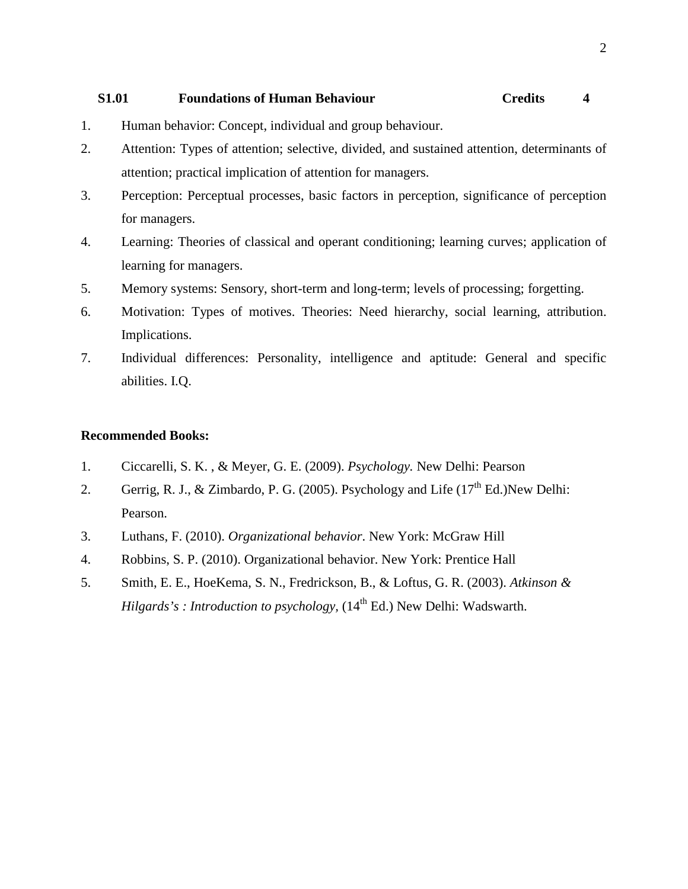**S1.01 Foundations of Human Behaviour Credits 4**

1. Human behavior: Concept, individual and group behaviour.
2. Attention: Types of attention; selective, divided, and sustained attention, determinants of attention; practical implication of attention for managers.
3. Perception: Perceptual processes, basic factors in perception, significance of perception for managers.
4. Learning: Theories of classical and operant conditioning; learning curves; application of learning for managers.
5. Memory systems: Sensory, short-term and long-term; levels of processing; forgetting.
6. Motivation: Types of motives. Theories: Need hierarchy, social learning, attribution. Implications.
7. Individual differences: Personality, intelligence and aptitude: General and specific abilities. I.Q.

**Recommended Books:**

1. Ciccarelli, S. K. , & Meyer, G. E. (2009). *Psychology.* New Delhi: Pearson
2. Gerrig, R. J., & Zimbardo, P. G. (2005). Psychology and Life (17th Ed.)New Delhi: Pearson.
3. Luthans, F. (2010). *Organizational behavior*. New York: McGraw Hill
4. Robbins, S. P. (2010). Organizational behavior. New York: Prentice Hall
5. Smith, E. E., HoeKema, S. N., Fredrickson, B., & Loftus, G. R. (2003). *Atkinson & Hilgards's : Introduction to psychology,* (14th Ed.) New Delhi: Wadswarth.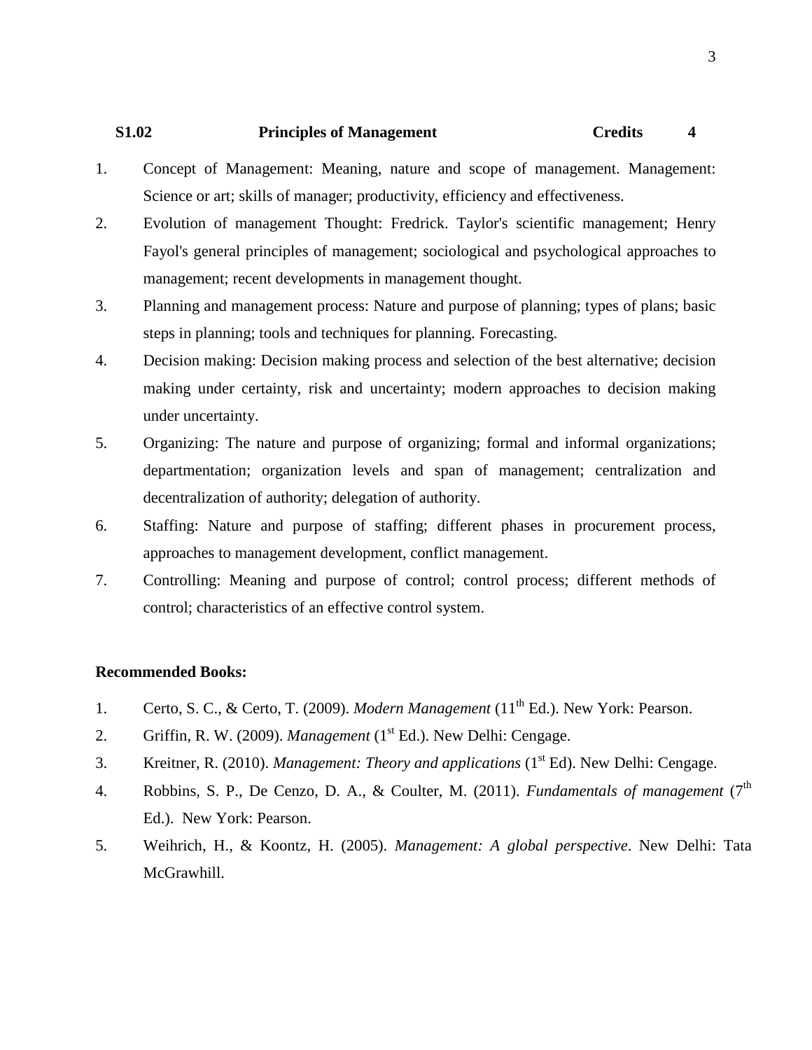**S1.02 Principles of Management Credits 4**

1. Concept of Management: Meaning, nature and scope of management. Management: Science or art; skills of manager; productivity, efficiency and effectiveness.
2. Evolution of management Thought: Fredrick. Taylor's scientific management; Henry Fayol's general principles of management; sociological and psychological approaches to management; recent developments in management thought.
3. Planning and management process: Nature and purpose of planning; types of plans; basic steps in planning; tools and techniques for planning. Forecasting.
4. Decision making: Decision making process and selection of the best alternative; decision making under certainty, risk and uncertainty; modern approaches to decision making under uncertainty.
5. Organizing: The nature and purpose of organizing; formal and informal organizations; departmentation; organization levels and span of management; centralization and decentralization of authority; delegation of authority.
6. Staffing: Nature and purpose of staffing; different phases in procurement process, approaches to management development, conflict management.
7. Controlling: Meaning and purpose of control; control process; different methods of control; characteristics of an effective control system.

**Recommended Books:**

1. Certo, S. C., & Certo, T. (2009). *Modern Management* (11th Ed.). New York: Pearson.
2. Griffin, R. W. (2009). *Management* (1st Ed.). New Delhi: Cengage.
3. Kreitner, R. (2010). *Management: Theory and applications* (1st Ed). New Delhi: Cengage.
4. Robbins, S. P., De Cenzo, D. A., & Coulter, M. (2011). *Fundamentals of management* (7th Ed.). New York: Pearson.
5. Weihrich, H., & Koontz, H. (2005). *Management: A global perspective*. New Delhi: Tata McGrawhill.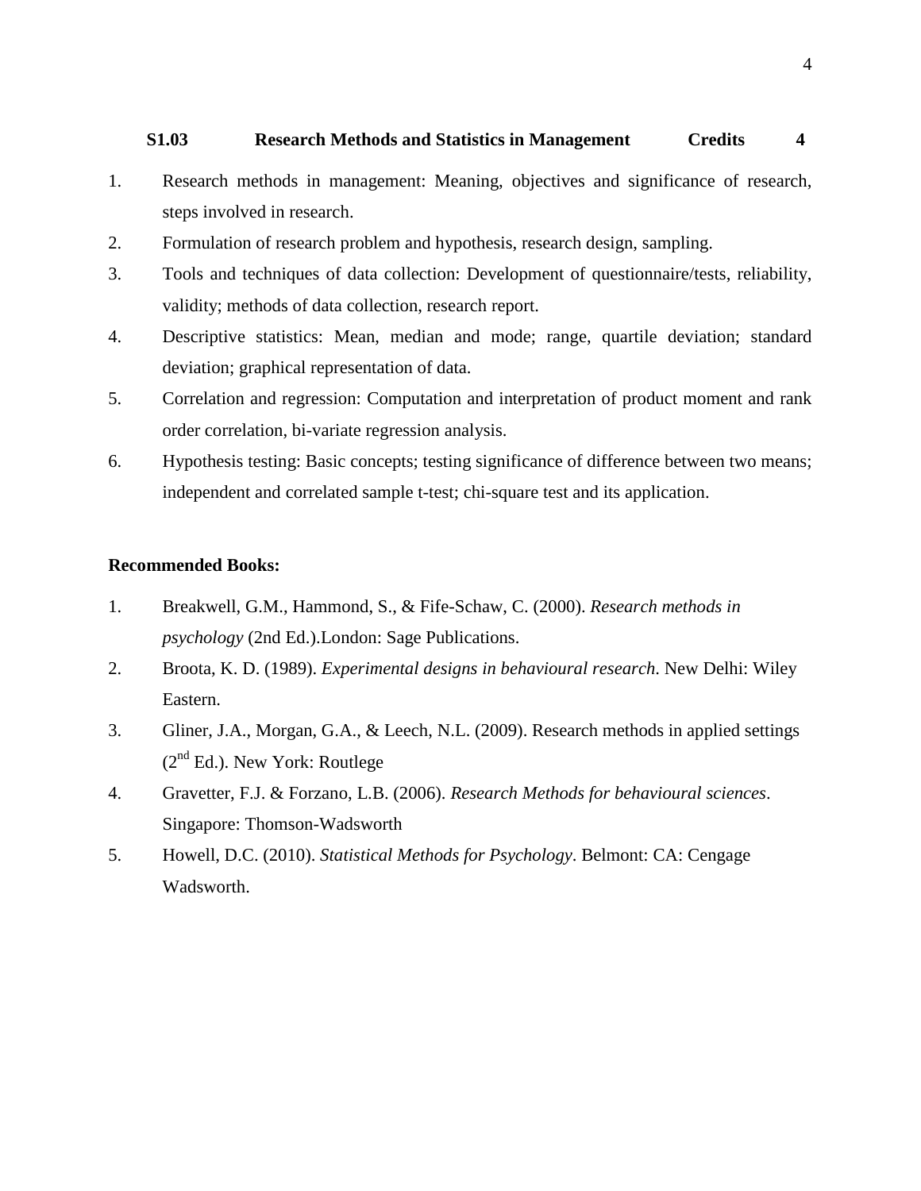## S1.03 Research Methods and Statistics in Management Credits 4

1. Research methods in management: Meaning, objectives and significance of research, steps involved in research.
2. Formulation of research problem and hypothesis, research design, sampling.
3. Tools and techniques of data collection: Development of questionnaire/tests, reliability, validity; methods of data collection, research report.
4. Descriptive statistics: Mean, median and mode; range, quartile deviation; standard deviation; graphical representation of data.
5. Correlation and regression: Computation and interpretation of product moment and rank order correlation, bi-variate regression analysis.
6. Hypothesis testing: Basic concepts; testing significance of difference between two means; independent and correlated sample t-test; chi-square test and its application.

**Recommended Books:**

1. Breakwell, G.M., Hammond, S., & Fife-Schaw, C. (2000). *Research methods in psychology* (2nd Ed.).London: Sage Publications.
2. Broota, K. D. (1989). *Experimental designs in behavioural research*. New Delhi: Wiley Eastern.
3. Gliner, J.A., Morgan, G.A., & Leech, N.L. (2009). Research methods in applied settings ($2^{nd}$ Ed.). New York: Routlege
4. Gravetter, F.J. & Forzano, L.B. (2006). *Research Methods for behavioural sciences*. Singapore: Thomson-Wadsworth
5. Howell, D.C. (2010). *Statistical Methods for Psychology*. Belmont: CA: Cengage Wadsworth.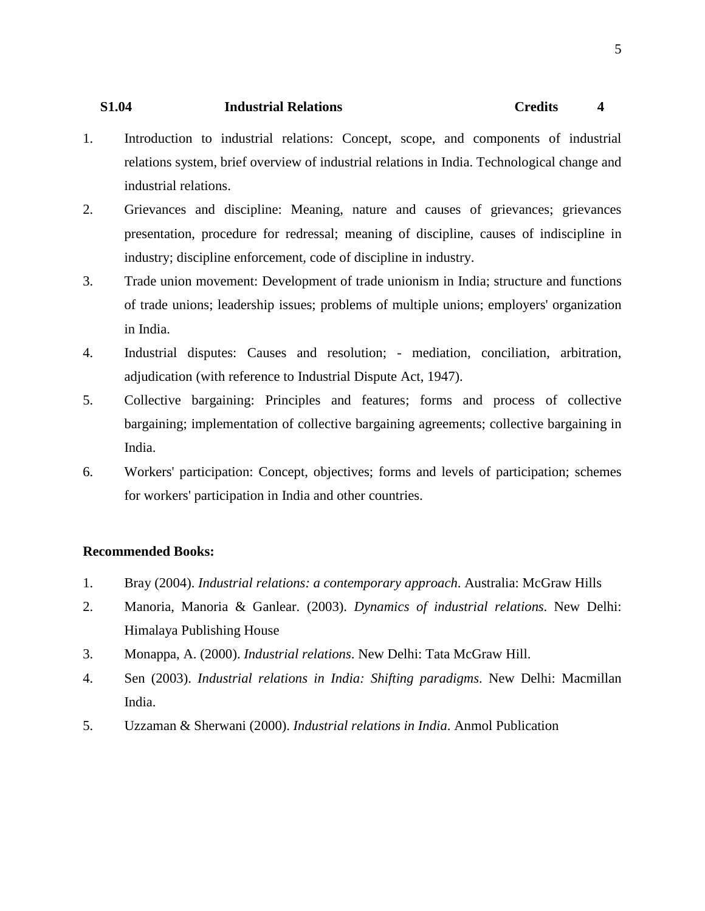**S1.04 Industrial Relations Credits 4**

1. Introduction to industrial relations: Concept, scope, and components of industrial relations system, brief overview of industrial relations in India. Technological change and industrial relations.
2. Grievances and discipline: Meaning, nature and causes of grievances; grievances presentation, procedure for redressal; meaning of discipline, causes of indiscipline in industry; discipline enforcement, code of discipline in industry.
3. Trade union movement: Development of trade unionism in India; structure and functions of trade unions; leadership issues; problems of multiple unions; employers' organization in India.
4. Industrial disputes: Causes and resolution; - mediation, conciliation, arbitration, adjudication (with reference to Industrial Dispute Act, 1947).
5. Collective bargaining: Principles and features; forms and process of collective bargaining; implementation of collective bargaining agreements; collective bargaining in India.
6. Workers' participation: Concept, objectives; forms and levels of participation; schemes for workers' participation in India and other countries.

**Recommended Books:**

1. Bray (2004). *Industrial relations: a contemporary approach*. Australia: McGraw Hills
2. Manoria, Manoria & Ganlear. (2003). *Dynamics of industrial relations*. New Delhi: Himalaya Publishing House
3. Monappa, A. (2000). *Industrial relations*. New Delhi: Tata McGraw Hill.
4. Sen (2003). *Industrial relations in India: Shifting paradigms*. New Delhi: Macmillan India.
5. Uzzaman & Sherwani (2000). *Industrial relations in India*. Anmol Publication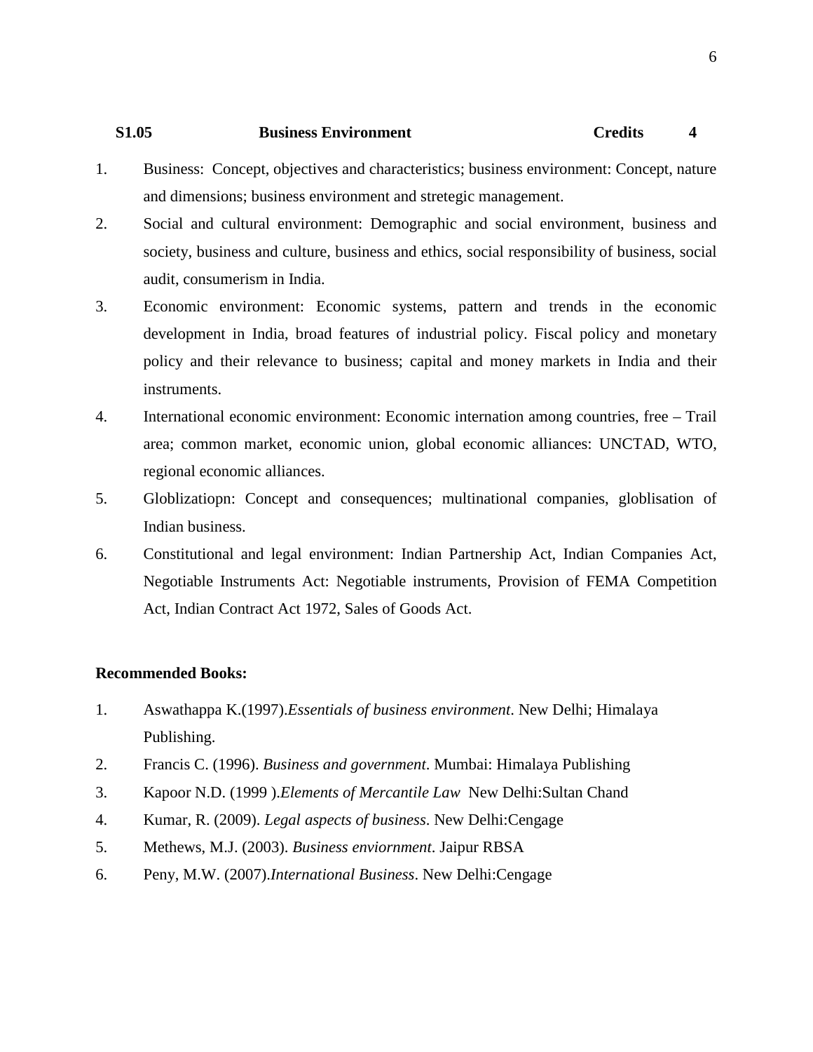**S1.05 Business Environment Credits 4**

1. Business: Concept, objectives and characteristics; business environment: Concept, nature and dimensions; business environment and stretegic management.
2. Social and cultural environment: Demographic and social environment, business and society, business and culture, business and ethics, social responsibility of business, social audit, consumerism in India.
3. Economic environment: Economic systems, pattern and trends in the economic development in India, broad features of industrial policy. Fiscal policy and monetary policy and their relevance to business; capital and money markets in India and their instruments.
4. International economic environment: Economic internation among countries, free – Trail area; common market, economic union, global economic alliances: UNCTAD, WTO, regional economic alliances.
5. Globlizatiopn: Concept and consequences; multinational companies, globlisation of Indian business.
6. Constitutional and legal environment: Indian Partnership Act, Indian Companies Act, Negotiable Instruments Act: Negotiable instruments, Provision of FEMA Competition Act, Indian Contract Act 1972, Sales of Goods Act.

**Recommended Books:**

1. Aswathappa K.(1997).*Essentials of business environment*. New Delhi; Himalaya Publishing.
2. Francis C. (1996). *Business and government*. Mumbai: Himalaya Publishing
3. Kapoor N.D. (1999 ).*Elements of Mercantile Law* New Delhi:Sultan Chand
4. Kumar, R. (2009). *Legal aspects of business*. New Delhi:Cengage
5. Methews, M.J. (2003). *Business enviornment*. Jaipur RBSA
6. Peny, M.W. (2007).*International Business*. New Delhi:Cengage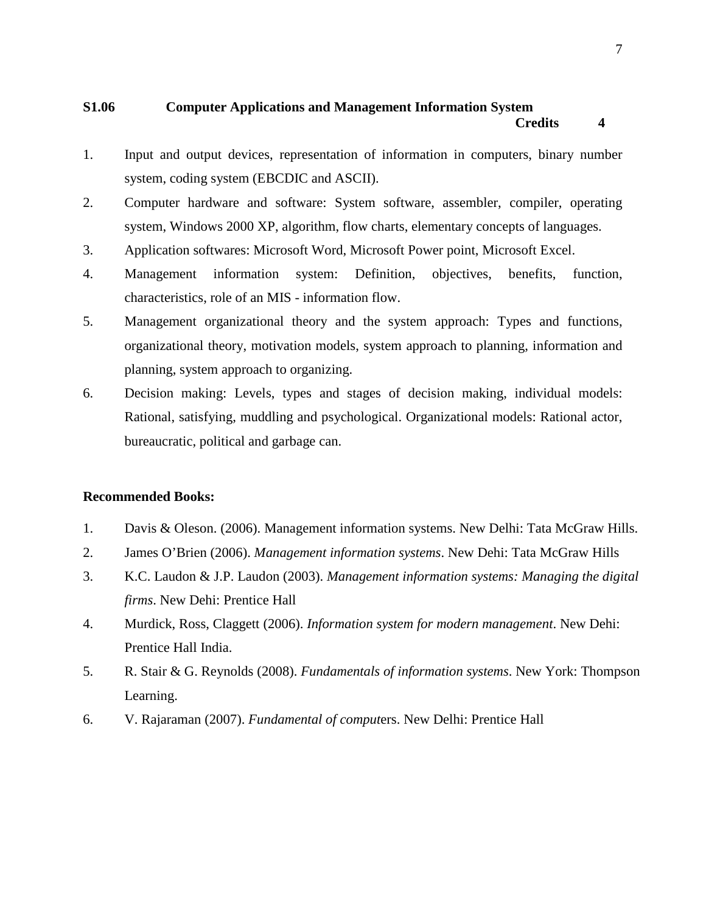**S1.06 Computer Applications and Management Information System**

**Credits 4**

1. Input and output devices, representation of information in computers, binary number system, coding system (EBCDIC and ASCII).
2. Computer hardware and software: System software, assembler, compiler, operating system, Windows 2000 XP, algorithm, flow charts, elementary concepts of languages.
3. Application softwares: Microsoft Word, Microsoft Power point, Microsoft Excel.
4. Management information system: Definition, objectives, benefits, function, characteristics, role of an MIS - information flow.
5. Management organizational theory and the system approach: Types and functions, organizational theory, motivation models, system approach to planning, information and planning, system approach to organizing.
6. Decision making: Levels, types and stages of decision making, individual models: Rational, satisfying, muddling and psychological. Organizational models: Rational actor, bureaucratic, political and garbage can.

**Recommended Books:**

1. Davis & Oleson. (2006). Management information systems. New Delhi: Tata McGraw Hills.
2. James O'Brien (2006). *Management information systems*. New Dehi: Tata McGraw Hills
3. K.C. Laudon & J.P. Laudon (2003). *Management information systems: Managing the digital firms*. New Dehi: Prentice Hall
4. Murdick, Ross, Claggett (2006). *Information system for modern management*. New Dehi: Prentice Hall India.
5. R. Stair & G. Reynolds (2008). *Fundamentals of information systems*. New York: Thompson Learning.
6. V. Rajaraman (2007). *Fundamental of comput*ers. New Delhi: Prentice Hall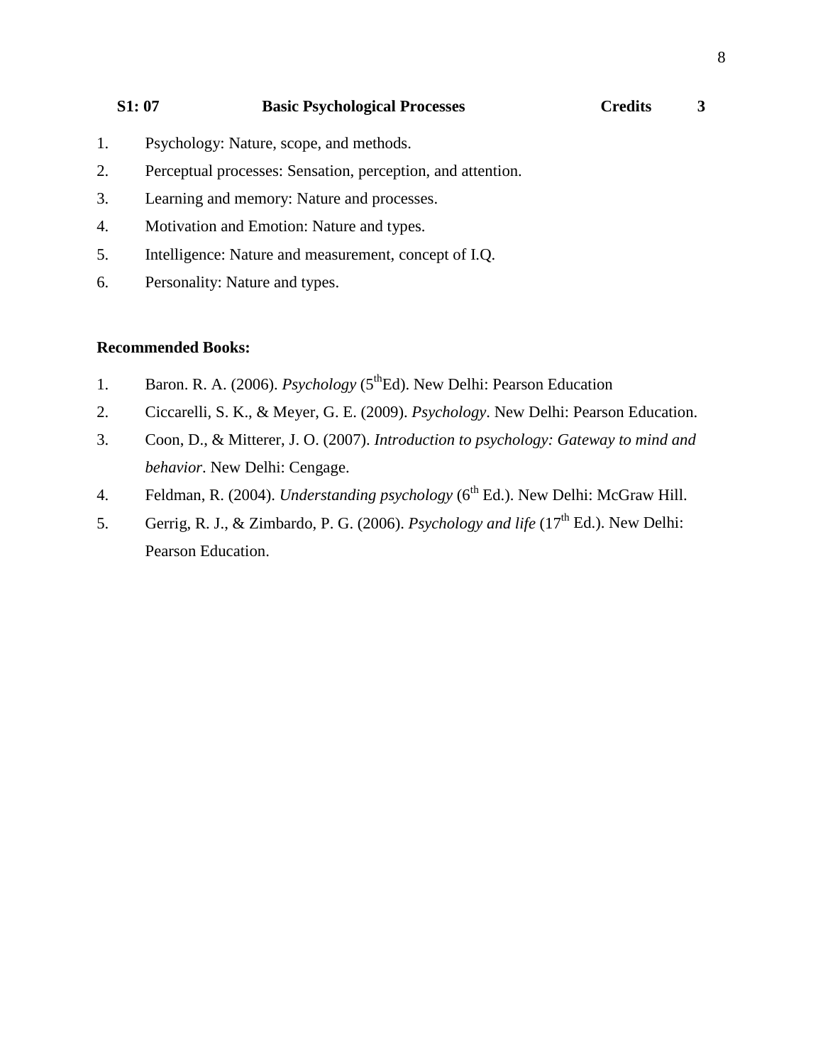**S1: 07 Basic Psychological Processes Credits 3**

1. Psychology: Nature, scope, and methods.
2. Perceptual processes: Sensation, perception, and attention.
3. Learning and memory: Nature and processes.
4. Motivation and Emotion: Nature and types.
5. Intelligence: Nature and measurement, concept of I.Q.
6. Personality: Nature and types.

**Recommended Books:**

1. Baron. R. A. (2006). *Psychology* (5thEd). New Delhi: Pearson Education
2. Ciccarelli, S. K., & Meyer, G. E. (2009). *Psychology*. New Delhi: Pearson Education.
3. Coon, D., & Mitterer, J. O. (2007). *Introduction to psychology: Gateway to mind and behavior*. New Delhi: Cengage.
4. Feldman, R. (2004). *Understanding psychology* (6th Ed.). New Delhi: McGraw Hill.
5. Gerrig, R. J., & Zimbardo, P. G. (2006). *Psychology and life* (17th Ed.). New Delhi: Pearson Education.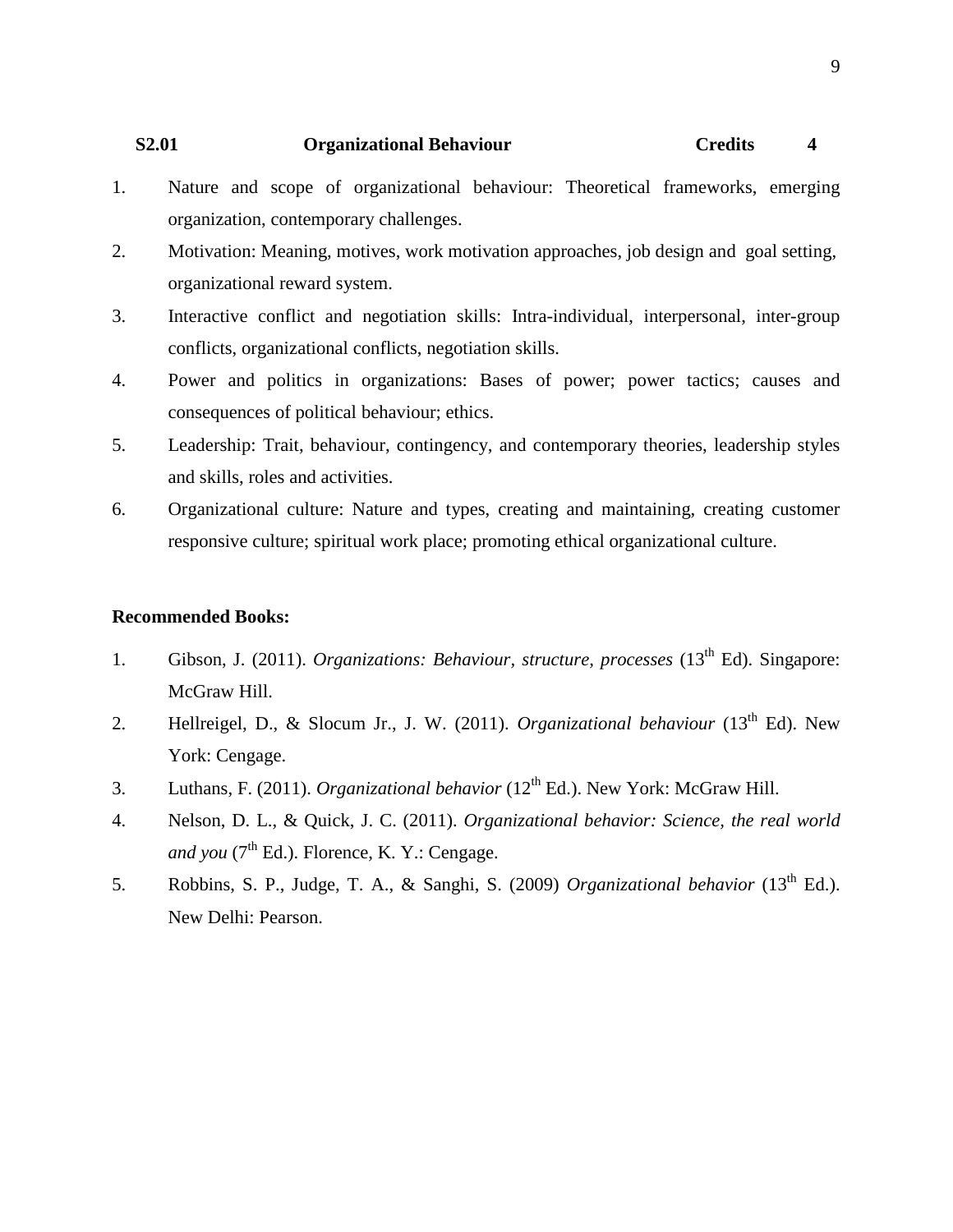**S2.01 Organizational Behaviour Credits 4**

1. Nature and scope of organizational behaviour: Theoretical frameworks, emerging organization, contemporary challenges.
2. Motivation: Meaning, motives, work motivation approaches, job design and goal setting, organizational reward system.
3. Interactive conflict and negotiation skills: Intra-individual, interpersonal, inter-group conflicts, organizational conflicts, negotiation skills.
4. Power and politics in organizations: Bases of power; power tactics; causes and consequences of political behaviour; ethics.
5. Leadership: Trait, behaviour, contingency, and contemporary theories, leadership styles and skills, roles and activities.
6. Organizational culture: Nature and types, creating and maintaining, creating customer responsive culture; spiritual work place; promoting ethical organizational culture.

**Recommended Books:**

1. Gibson, J. (2011). *Organizations: Behaviour, structure, processes* (13th Ed). Singapore: McGraw Hill.
2. Hellreigel, D., & Slocum Jr., J. W. (2011). *Organizational behaviour* (13th Ed). New York: Cengage.
3. Luthans, F. (2011). *Organizational behavior* (12th Ed.). New York: McGraw Hill.
4. Nelson, D. L., & Quick, J. C. (2011). *Organizational behavior: Science, the real world and you* (7th Ed.). Florence, K. Y.: Cengage.
5. Robbins, S. P., Judge, T. A., & Sanghi, S. (2009) *Organizational behavior* (13th Ed.). New Delhi: Pearson.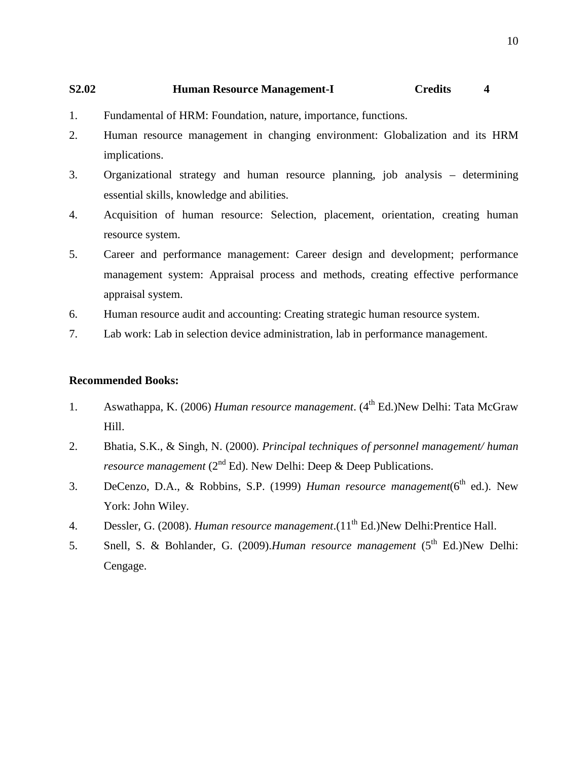**S2.02 Human Resource Management-I Credits 4**

1. Fundamental of HRM: Foundation, nature, importance, functions.
2. Human resource management in changing environment: Globalization and its HRM implications.
3. Organizational strategy and human resource planning, job analysis – determining essential skills, knowledge and abilities.
4. Acquisition of human resource: Selection, placement, orientation, creating human resource system.
5. Career and performance management: Career design and development; performance management system: Appraisal process and methods, creating effective performance appraisal system.
6. Human resource audit and accounting: Creating strategic human resource system.
7. Lab work: Lab in selection device administration, lab in performance management.

**Recommended Books:**

1. Aswathappa, K. (2006) *Human resource management*. (4th Ed.)New Delhi: Tata McGraw Hill.
2. Bhatia, S.K., & Singh, N. (2000). *Principal techniques of personnel management/ human resource management* (2nd Ed). New Delhi: Deep & Deep Publications.
3. DeCenzo, D.A., & Robbins, S.P. (1999) *Human resource management*(6th ed.). New York: John Wiley.
4. Dessler, G. (2008). *Human resource management*.(11th Ed.)New Delhi:Prentice Hall.
5. Snell, S. & Bohlander, G. (2009).*Human resource management* (5th Ed.)New Delhi: Cengage.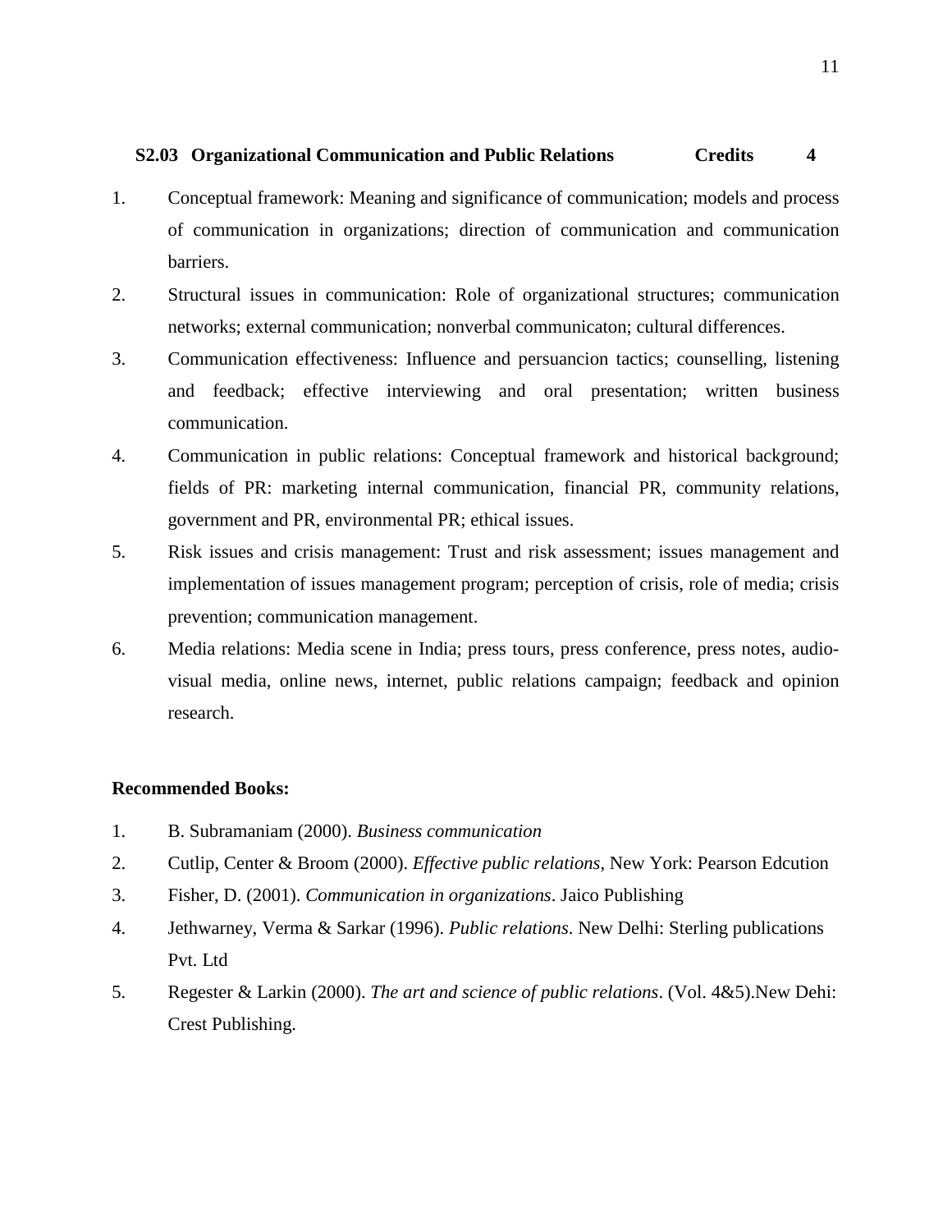**S2.03 Organizational Communication and Public Relations Credits 4**

1. Conceptual framework: Meaning and significance of communication; models and process of communication in organizations; direction of communication and communication barriers.
2. Structural issues in communication: Role of organizational structures; communication networks; external communication; nonverbal communicaton; cultural differences.
3. Communication effectiveness: Influence and persuancion tactics; counselling, listening and feedback; effective interviewing and oral presentation; written business communication.
4. Communication in public relations: Conceptual framework and historical background; fields of PR: marketing internal communication, financial PR, community relations, government and PR, environmental PR; ethical issues.
5. Risk issues and crisis management: Trust and risk assessment; issues management and implementation of issues management program; perception of crisis, role of media; crisis prevention; communication management.
6. Media relations: Media scene in India; press tours, press conference, press notes, audio-visual media, online news, internet, public relations campaign; feedback and opinion research.

**Recommended Books:**

1. B. Subramaniam (2000). *Business communication*
2. Cutlip, Center & Broom (2000). *Effective public relations*, New York: Pearson Edcution
3. Fisher, D. (2001). *Communication in organizations*. Jaico Publishing
4. Jethwarney, Verma & Sarkar (1996). *Public relations*. New Delhi: Sterling publications Pvt. Ltd
5. Regester & Larkin (2000). *The art and science of public relations*. (Vol. 4&5).New Dehi: Crest Publishing.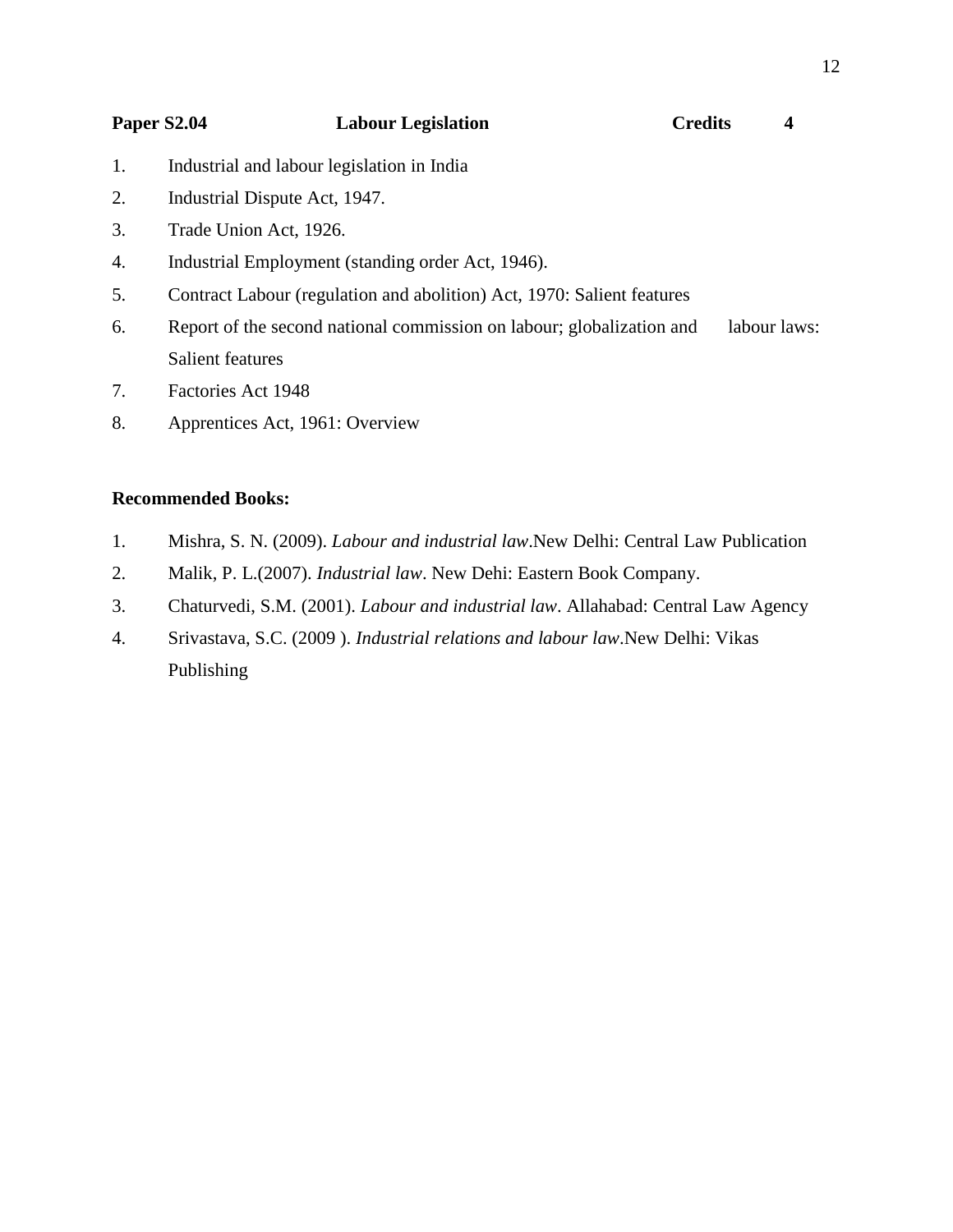**Paper S2.04 Labour Legislation Credits 4**

1. Industrial and labour legislation in India
2. Industrial Dispute Act, 1947.
3. Trade Union Act, 1926.
4. Industrial Employment (standing order Act, 1946).
5. Contract Labour (regulation and abolition) Act, 1970: Salient features
6. Report of the second national commission on labour; globalization and labour laws: Salient features
7. Factories Act 1948
8. Apprentices Act, 1961: Overview

**Recommended Books:**

1. Mishra, S. N. (2009). *Labour and industrial law*.New Delhi: Central Law Publication
2. Malik, P. L.(2007). *Industrial law*. New Dehi: Eastern Book Company.
3. Chaturvedi, S.M. (2001). *Labour and industrial law*. Allahabad: Central Law Agency
4. Srivastava, S.C. (2009 ). *Industrial relations and labour law*.New Delhi: Vikas Publishing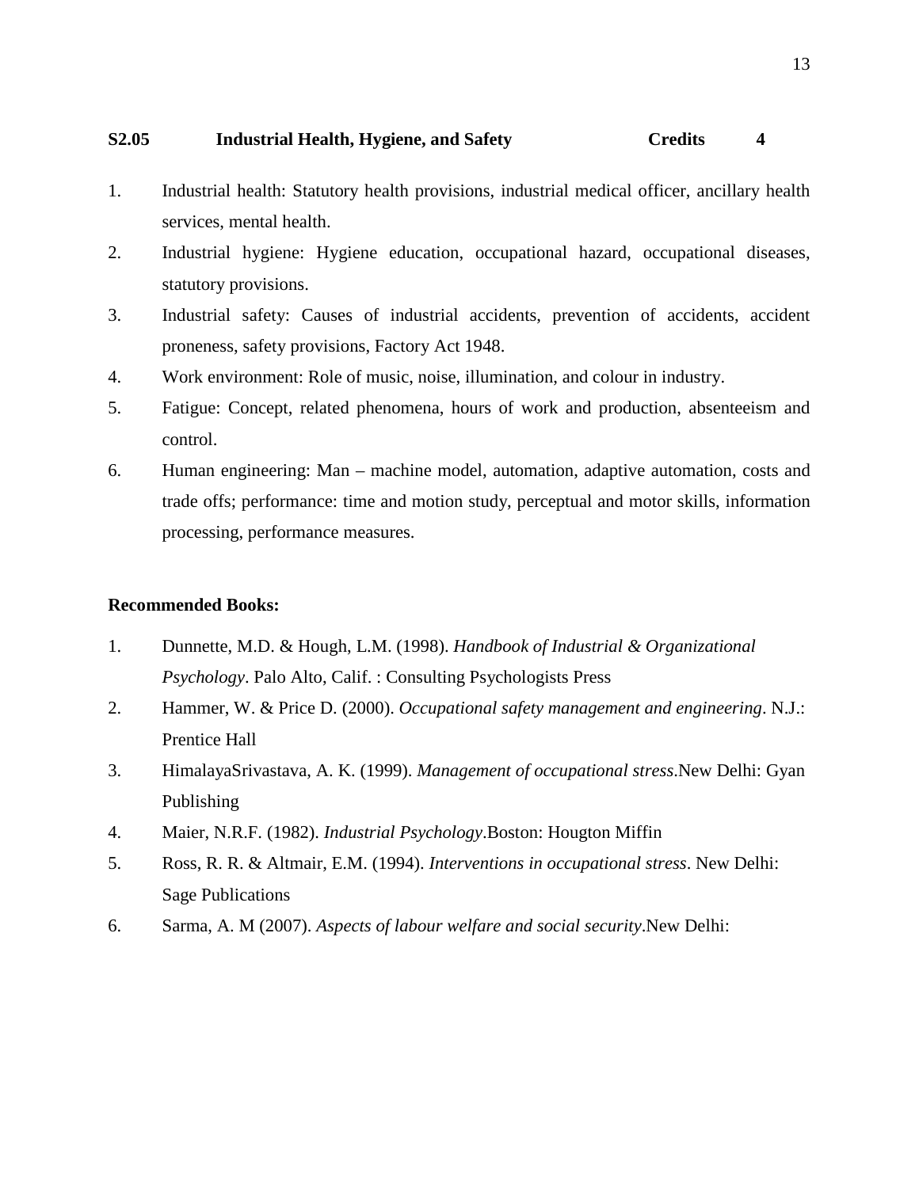**S2.05 Industrial Health, Hygiene, and Safety Credits 4**

1. Industrial health: Statutory health provisions, industrial medical officer, ancillary health services, mental health.
2. Industrial hygiene: Hygiene education, occupational hazard, occupational diseases, statutory provisions.
3. Industrial safety: Causes of industrial accidents, prevention of accidents, accident proneness, safety provisions, Factory Act 1948.
4. Work environment: Role of music, noise, illumination, and colour in industry.
5. Fatigue: Concept, related phenomena, hours of work and production, absenteeism and control.
6. Human engineering: Man – machine model, automation, adaptive automation, costs and trade offs; performance: time and motion study, perceptual and motor skills, information processing, performance measures.

**Recommended Books:**

1. Dunnette, M.D. & Hough, L.M. (1998). *Handbook of Industrial & Organizational Psychology*. Palo Alto, Calif. : Consulting Psychologists Press
2. Hammer, W. & Price D. (2000). *Occupational safety management and engineering*. N.J.: Prentice Hall
3. HimalayaSrivastava, A. K. (1999). *Management of occupational stress*.New Delhi: Gyan Publishing
4. Maier, N.R.F. (1982). *Industrial Psychology*.Boston: Hougton Miffin
5. Ross, R. R. & Altmair, E.M. (1994). *Interventions in occupational stress*. New Delhi: Sage Publications
6. Sarma, A. M (2007). *Aspects of labour welfare and social security*.New Delhi: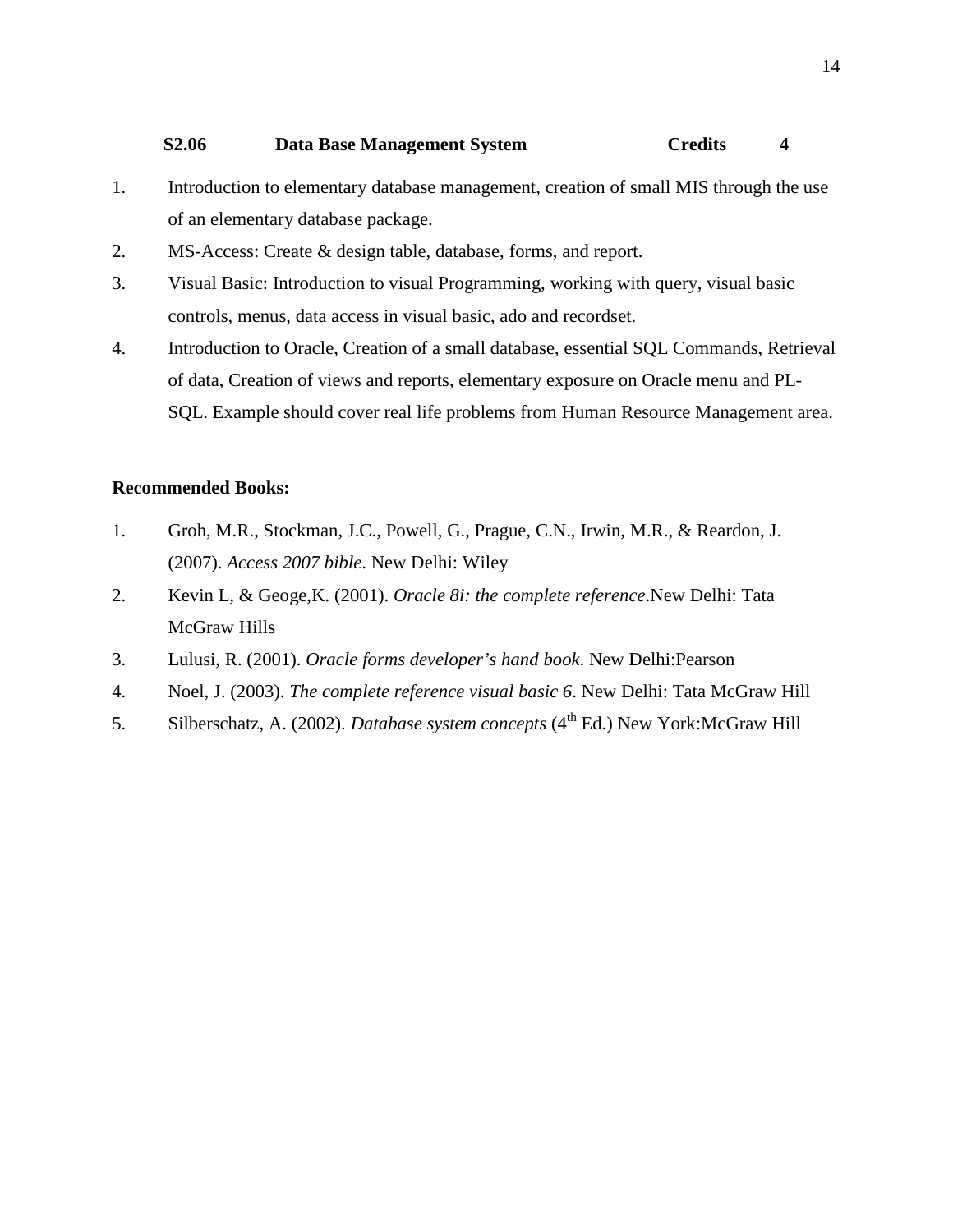**S2.06 Data Base Management System Credits 4**

1. Introduction to elementary database management, creation of small MIS through the use of an elementary database package.
2. MS-Access: Create & design table, database, forms, and report.
3. Visual Basic: Introduction to visual Programming, working with query, visual basic controls, menus, data access in visual basic, ado and recordset.
4. Introduction to Oracle, Creation of a small database, essential SQL Commands, Retrieval of data, Creation of views and reports, elementary exposure on Oracle menu and PL-SQL. Example should cover real life problems from Human Resource Management area.

**Recommended Books:**

1. Groh, M.R., Stockman, J.C., Powell, G., Prague, C.N., Irwin, M.R., & Reardon, J. (2007). *Access 2007 bible*. New Delhi: Wiley
2. Kevin L, & Geoge,K. (2001). *Oracle 8i: the complete reference*.New Delhi: Tata McGraw Hills
3. Lulusi, R. (2001). *Oracle forms developer's hand book*. New Delhi:Pearson
4. Noel, J. (2003). *The complete reference visual basic 6*. New Delhi: Tata McGraw Hill
5. Silberschatz, A. (2002). *Database system concepts* (4th Ed.) New York:McGraw Hill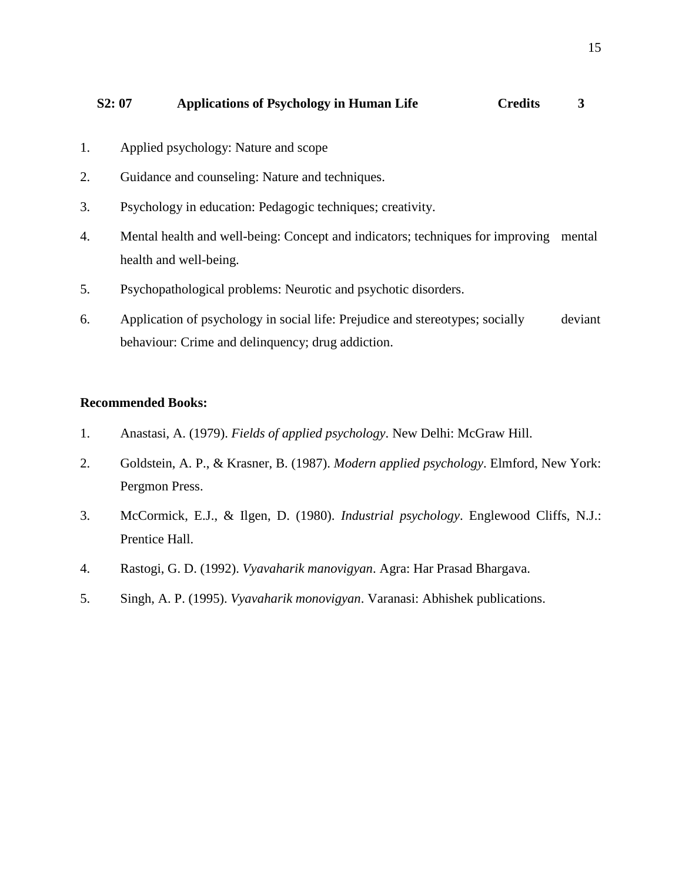**S2: 07 Applications of Psychology in Human Life Credits 3**

1. Applied psychology: Nature and scope
2. Guidance and counseling: Nature and techniques.
3. Psychology in education: Pedagogic techniques; creativity.
4. Mental health and well-being: Concept and indicators; techniques for improving mental health and well-being.
5. Psychopathological problems: Neurotic and psychotic disorders.
6. Application of psychology in social life: Prejudice and stereotypes; socially deviant behaviour: Crime and delinquency; drug addiction.

**Recommended Books:**

1. Anastasi, A. (1979). *Fields of applied psychology*. New Delhi: McGraw Hill.
2. Goldstein, A. P., & Krasner, B. (1987). *Modern applied psychology*. Elmford, New York: Pergmon Press.
3. McCormick, E.J., & Ilgen, D. (1980). *Industrial psychology*. Englewood Cliffs, N.J.: Prentice Hall.
4. Rastogi, G. D. (1992). *Vyavaharik manovigyan*. Agra: Har Prasad Bhargava.
5. Singh, A. P. (1995). *Vyavaharik monovigyan*. Varanasi: Abhishek publications.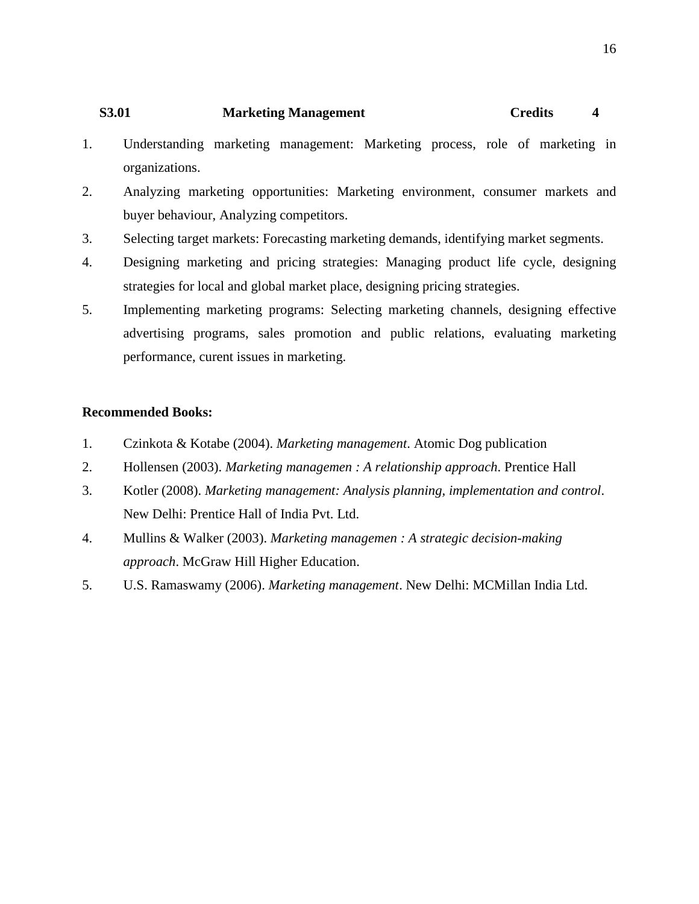**S3.01 Marketing Management Credits 4**

1. Understanding marketing management: Marketing process, role of marketing in organizations.
2. Analyzing marketing opportunities: Marketing environment, consumer markets and buyer behaviour, Analyzing competitors.
3. Selecting target markets: Forecasting marketing demands, identifying market segments.
4. Designing marketing and pricing strategies: Managing product life cycle, designing strategies for local and global market place, designing pricing strategies.
5. Implementing marketing programs: Selecting marketing channels, designing effective advertising programs, sales promotion and public relations, evaluating marketing performance, curent issues in marketing.

**Recommended Books:**

1. Czinkota & Kotabe (2004). *Marketing management.* Atomic Dog publication
2. Hollensen (2003). *Marketing managemen : A relationship approach*. Prentice Hall
3. Kotler (2008). *Marketing management: Analysis planning, implementation and control*. New Delhi: Prentice Hall of India Pvt. Ltd.
4. Mullins & Walker (2003). *Marketing managemen : A strategic decision-making approach*. McGraw Hill Higher Education.
5. U.S. Ramaswamy (2006). *Marketing management*. New Delhi: MCMillan India Ltd.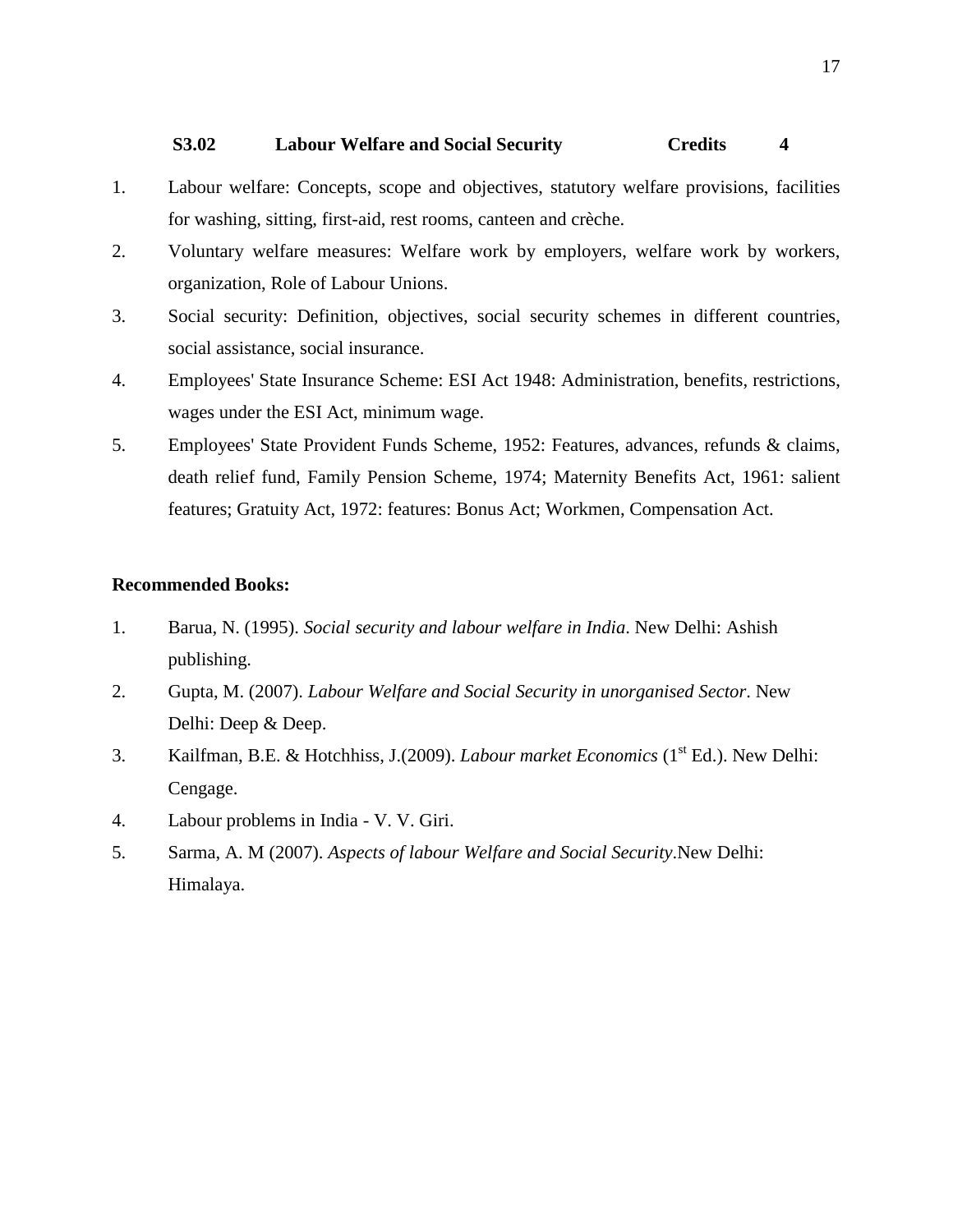**S3.02 Labour Welfare and Social Security Credits 4**

1. Labour welfare: Concepts, scope and objectives, statutory welfare provisions, facilities for washing, sitting, first-aid, rest rooms, canteen and crèche.
2. Voluntary welfare measures: Welfare work by employers, welfare work by workers, organization, Role of Labour Unions.
3. Social security: Definition, objectives, social security schemes in different countries, social assistance, social insurance.
4. Employees' State Insurance Scheme: ESI Act 1948: Administration, benefits, restrictions, wages under the ESI Act, minimum wage.
5. Employees' State Provident Funds Scheme, 1952: Features, advances, refunds & claims, death relief fund, Family Pension Scheme, 1974; Maternity Benefits Act, 1961: salient features; Gratuity Act, 1972: features: Bonus Act; Workmen, Compensation Act.

**Recommended Books:**

1. Barua, N. (1995). *Social security and labour welfare in India*. New Delhi: Ashish publishing.
2. Gupta, M. (2007). *Labour Welfare and Social Security in unorganised Sector*. New Delhi: Deep & Deep.
3. Kailfman, B.E. & Hotchhiss, J.(2009). *Labour market Economics* (1st Ed.). New Delhi: Cengage.
4. Labour problems in India - V. V. Giri.
5. Sarma, A. M (2007). *Aspects of labour Welfare and Social Security*.New Delhi: Himalaya.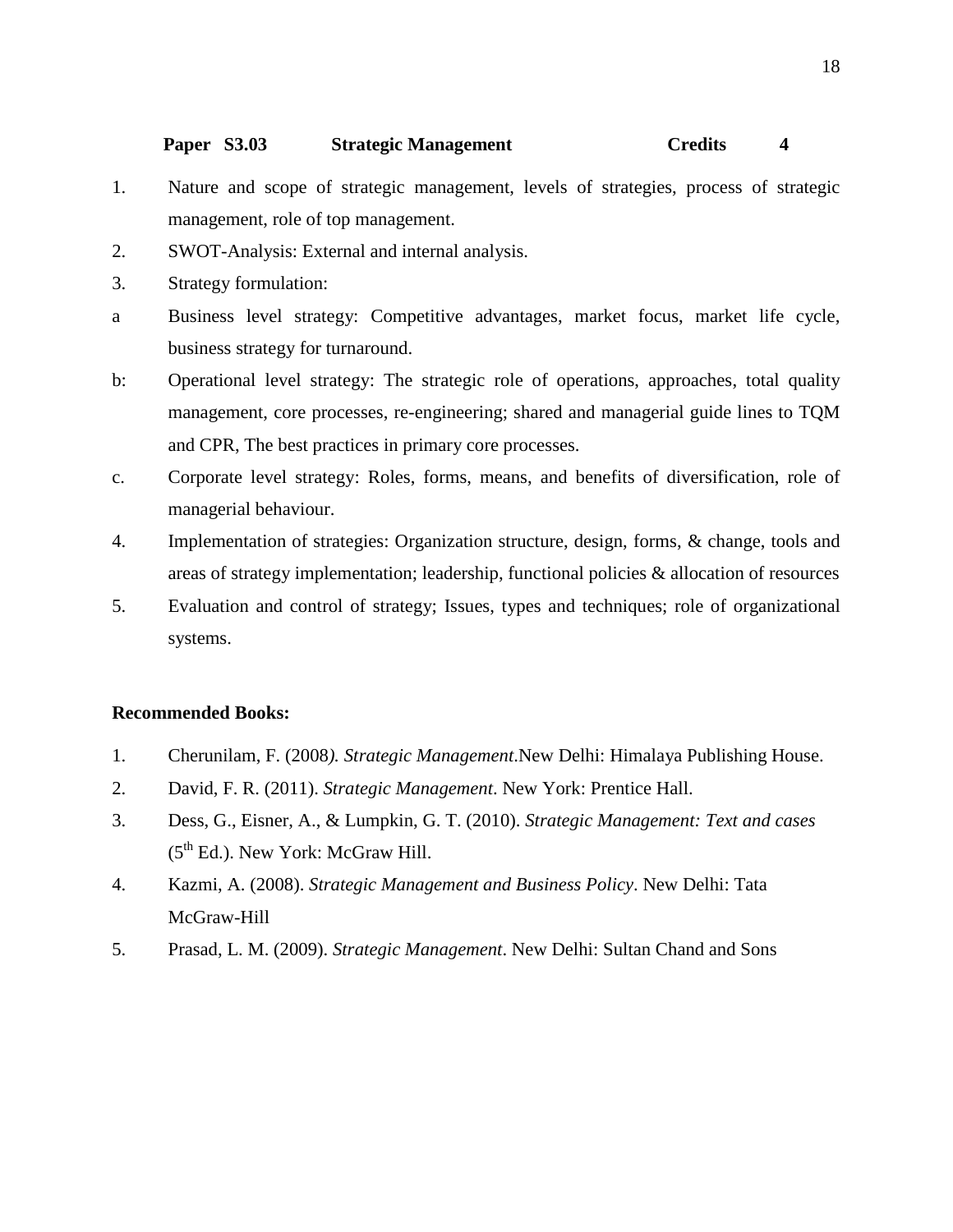**Paper S3.03 Strategic Management Credits 4**

1. Nature and scope of strategic management, levels of strategies, process of strategic management, role of top management.
2. SWOT-Analysis: External and internal analysis.
3. Strategy formulation:

a Business level strategy: Competitive advantages, market focus, market life cycle, business strategy for turnaround.

b: Operational level strategy: The strategic role of operations, approaches, total quality management, core processes, re-engineering; shared and managerial guide lines to TQM and CPR, The best practices in primary core processes.

c. Corporate level strategy: Roles, forms, means, and benefits of diversification, role of managerial behaviour.

4. Implementation of strategies: Organization structure, design, forms, & change, tools and areas of strategy implementation; leadership, functional policies & allocation of resources
5. Evaluation and control of strategy; Issues, types and techniques; role of organizational systems.

**Recommended Books:**

1. Cherunilam, F. (2008*). Strategic Management*.New Delhi: Himalaya Publishing House.
2. David, F. R. (2011). *Strategic Management*. New York: Prentice Hall.
3. Dess, G., Eisner, A., & Lumpkin, G. T. (2010). *Strategic Management: Text and cases* (5th Ed.). New York: McGraw Hill.
4. Kazmi, A. (2008). *Strategic Management and Business Policy*. New Delhi: Tata McGraw-Hill
5. Prasad, L. M. (2009). *Strategic Management*. New Delhi: Sultan Chand and Sons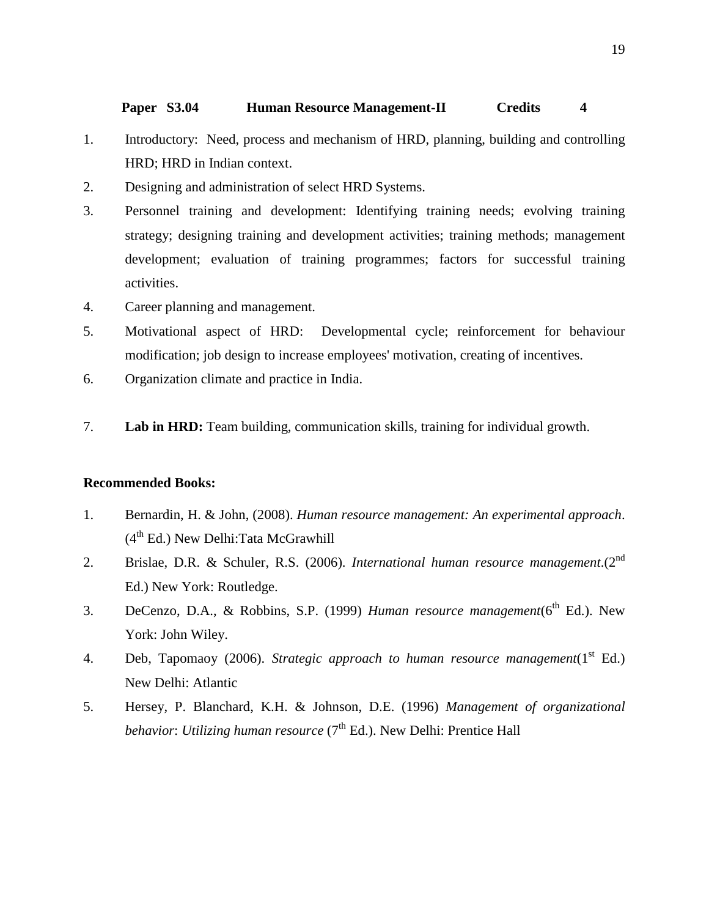**Paper S3.04 Human Resource Management-II Credits 4**

1. Introductory: Need, process and mechanism of HRD, planning, building and controlling HRD; HRD in Indian context.
2. Designing and administration of select HRD Systems.
3. Personnel training and development: Identifying training needs; evolving training strategy; designing training and development activities; training methods; management development; evaluation of training programmes; factors for successful training activities.
4. Career planning and management.
5. Motivational aspect of HRD: Developmental cycle; reinforcement for behaviour modification; job design to increase employees' motivation, creating of incentives.
6. Organization climate and practice in India.
7. **Lab in HRD:** Team building, communication skills, training for individual growth.

**Recommended Books:**

1. Bernardin, H. & John, (2008). *Human resource management: An experimental approach*. (4th Ed.) New Delhi:Tata McGrawhill
2. Brislae, D.R. & Schuler, R.S. (2006). *International human resource management*.(2nd Ed.) New York: Routledge.
3. DeCenzo, D.A., & Robbins, S.P. (1999) *Human resource management*(6th Ed.). New York: John Wiley.
4. Deb, Tapomaoy (2006). *Strategic approach to human resource management*(1st Ed.) New Delhi: Atlantic
5. Hersey, P. Blanchard, K.H. & Johnson, D.E. (1996) *Management of organizational behavior*: *Utilizing human resource* (7th Ed.). New Delhi: Prentice Hall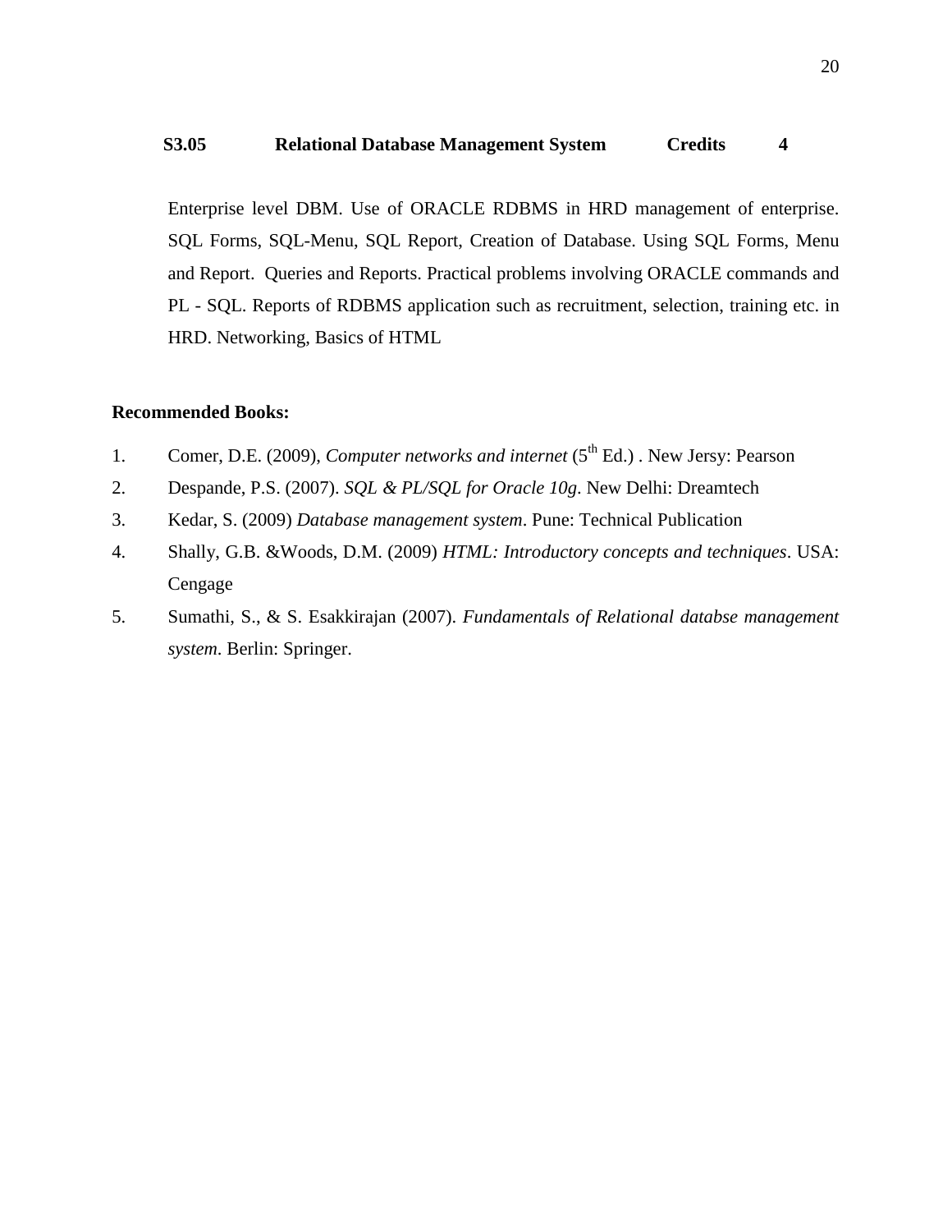**S3.05 Relational Database Management System Credits 4**

Enterprise level DBM. Use of ORACLE RDBMS in HRD management of enterprise. SQL Forms, SQL-Menu, SQL Report, Creation of Database. Using SQL Forms, Menu and Report. Queries and Reports. Practical problems involving ORACLE commands and PL - SQL. Reports of RDBMS application such as recruitment, selection, training etc. in HRD. Networking, Basics of HTML

**Recommended Books:**

1. Comer, D.E. (2009), *Computer networks and internet* ($5^{th}$ Ed.) . New Jersy: Pearson
2. Despande, P.S. (2007). *SQL & PL/SQL for Oracle 10g*. New Delhi: Dreamtech
3. Kedar, S. (2009) *Database management system*. Pune: Technical Publication
4. Shally, G.B. &Woods, D.M. (2009) *HTML: Introductory concepts and techniques*. USA: Cengage
5. Sumathi, S., & S. Esakkirajan (2007). *Fundamentals of Relational databse management system*. Berlin: Springer.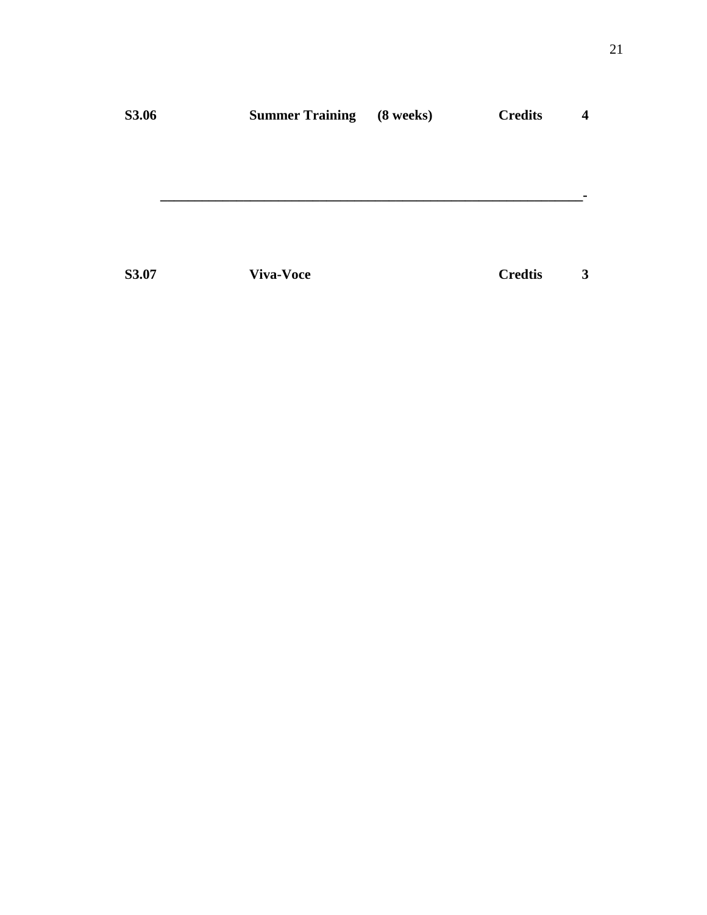**S3.06 Summer Training (8 weeks) Credits 4**

---

**S3.07 Viva-Voce Credtis 3**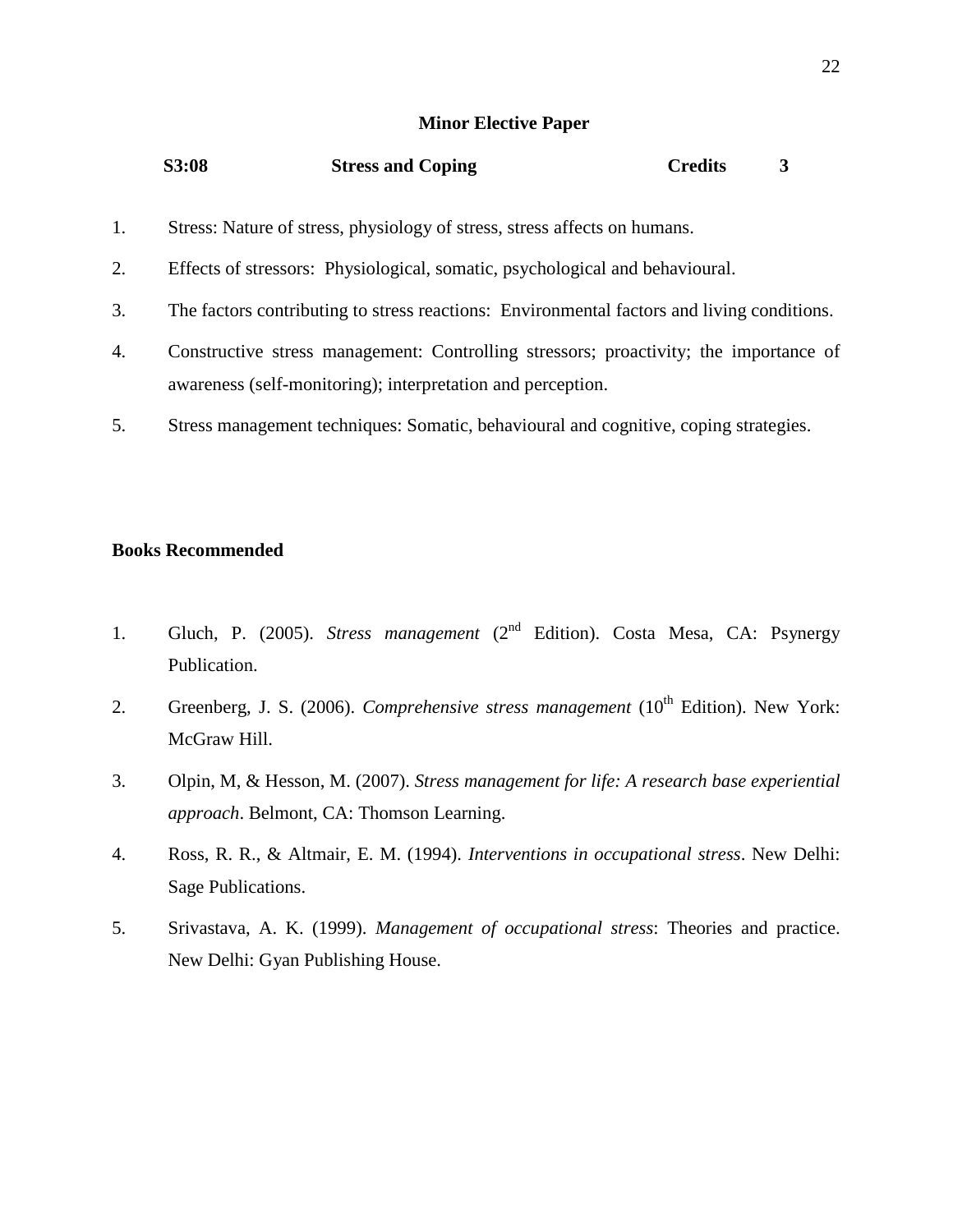**Minor Elective Paper**

**S3:08 Stress and Coping Credits 3**

1. Stress: Nature of stress, physiology of stress, stress affects on humans.
2. Effects of stressors: Physiological, somatic, psychological and behavioural.
3. The factors contributing to stress reactions: Environmental factors and living conditions.
4. Constructive stress management: Controlling stressors; proactivity; the importance of awareness (self-monitoring); interpretation and perception.
5. Stress management techniques: Somatic, behavioural and cognitive, coping strategies.

**Books Recommended**

1. Gluch, P. (2005). *Stress management* (2nd Edition). Costa Mesa, CA: Psynergy Publication.
2. Greenberg, J. S. (2006). *Comprehensive stress management* (10th Edition). New York: McGraw Hill.
3. Olpin, M, & Hesson, M. (2007). *Stress management for life: A research base experiential approach*. Belmont, CA: Thomson Learning.
4. Ross, R. R., & Altmair, E. M. (1994). *Interventions in occupational stress*. New Delhi: Sage Publications.
5. Srivastava, A. K. (1999). *Management of occupational stress*: Theories and practice. New Delhi: Gyan Publishing House.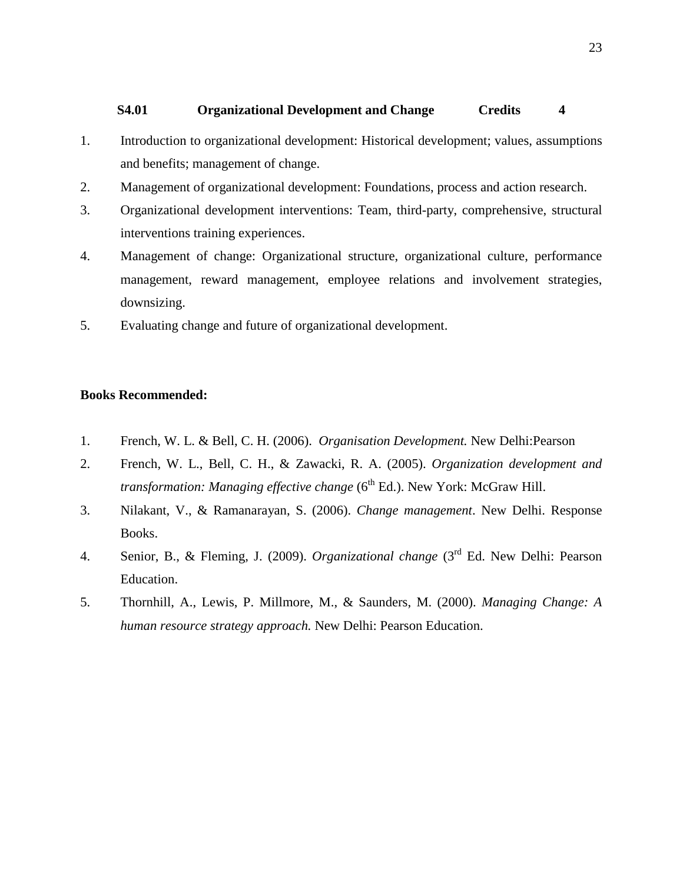**S4.01 Organizational Development and Change Credits 4**

1. Introduction to organizational development: Historical development; values, assumptions and benefits; management of change.
2. Management of organizational development: Foundations, process and action research.
3. Organizational development interventions: Team, third-party, comprehensive, structural interventions training experiences.
4. Management of change: Organizational structure, organizational culture, performance management, reward management, employee relations and involvement strategies, downsizing.
5. Evaluating change and future of organizational development.

**Books Recommended:**

1. French, W. L. & Bell, C. H. (2006). *Organisation Development.* New Delhi:Pearson
2. French, W. L., Bell, C. H., & Zawacki, R. A. (2005). *Organization development and transformation: Managing effective change* (6th Ed.). New York: McGraw Hill.
3. Nilakant, V., & Ramanarayan, S. (2006). *Change management*. New Delhi. Response Books.
4. Senior, B., & Fleming, J. (2009). *Organizational change* (3rd Ed. New Delhi: Pearson Education.
5. Thornhill, A., Lewis, P. Millmore, M., & Saunders, M. (2000). *Managing Change: A human resource strategy approach.* New Delhi: Pearson Education.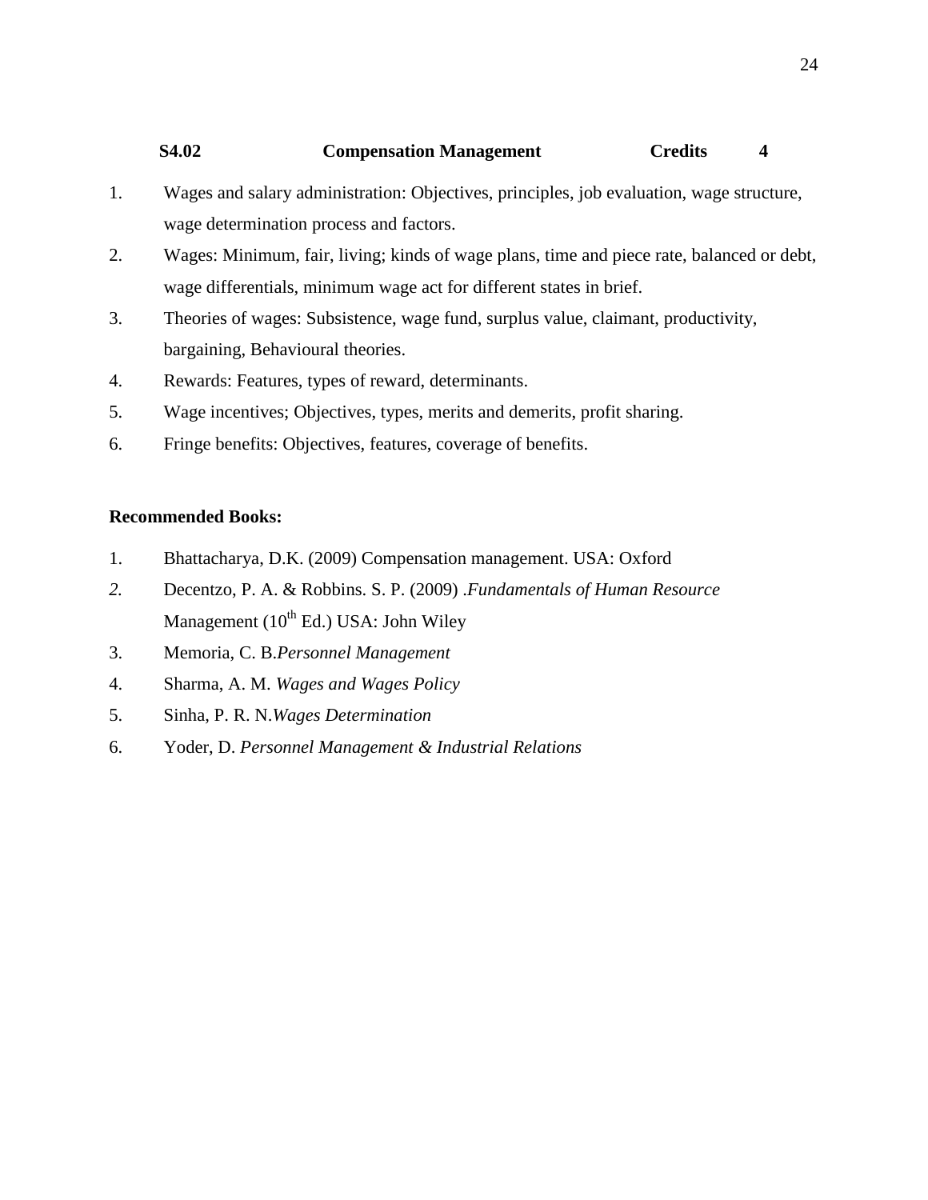**S4.02 Compensation Management Credits 4**

1. Wages and salary administration: Objectives, principles, job evaluation, wage structure, wage determination process and factors.
2. Wages: Minimum, fair, living; kinds of wage plans, time and piece rate, balanced or debt, wage differentials, minimum wage act for different states in brief.
3. Theories of wages: Subsistence, wage fund, surplus value, claimant, productivity, bargaining, Behavioural theories.
4. Rewards: Features, types of reward, determinants.
5. Wage incentives; Objectives, types, merits and demerits, profit sharing.
6. Fringe benefits: Objectives, features, coverage of benefits.

**Recommended Books:**

1. Bhattacharya, D.K. (2009) Compensation management. USA: Oxford
2. Decentzo, P. A. & Robbins. S. P. (2009) .*Fundamentals of Human Resource* Management (10th Ed.) USA: John Wiley
3. Memoria, C. B.*Personnel Management*
4. Sharma, A. M. *Wages and Wages Policy*
5. Sinha, P. R. N.*Wages Determination*
6. Yoder, D. *Personnel Management & Industrial Relations*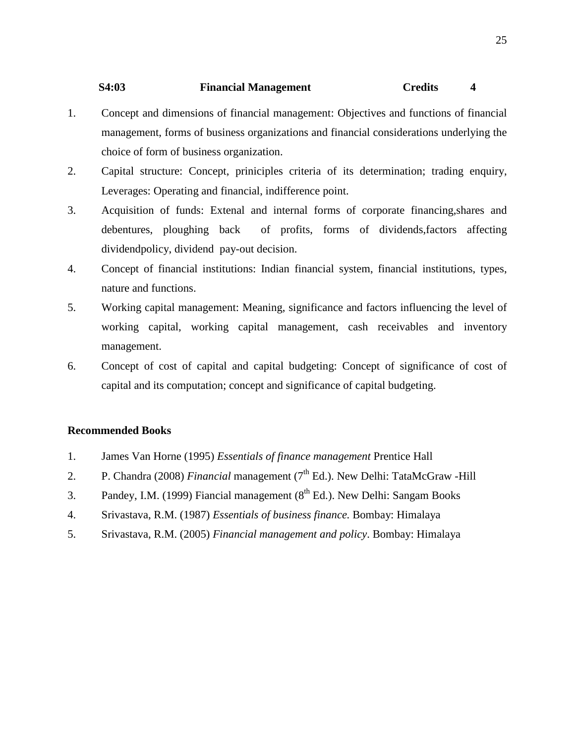**S4:03 Financial Management Credits 4**

1. Concept and dimensions of financial management: Objectives and functions of financial management, forms of business organizations and financial considerations underlying the choice of form of business organization.
2. Capital structure: Concept, priniciples criteria of its determination; trading enquiry, Leverages: Operating and financial, indifference point.
3. Acquisition of funds: Extenal and internal forms of corporate financing,shares and debentures, ploughing back of profits, forms of dividends,factors affecting dividendpolicy, dividend pay-out decision.
4. Concept of financial institutions: Indian financial system, financial institutions, types, nature and functions.
5. Working capital management: Meaning, significance and factors influencing the level of working capital, working capital management, cash receivables and inventory management.
6. Concept of cost of capital and capital budgeting: Concept of significance of cost of capital and its computation; concept and significance of capital budgeting.

**Recommended Books**

1. James Van Horne (1995) *Essentials of finance management* Prentice Hall
2. P. Chandra (2008) *Financial* management (7th Ed.). New Delhi: TataMcGraw -Hill
3. Pandey, I.M. (1999) Fiancial management (8th Ed.). New Delhi: Sangam Books
4. Srivastava, R.M. (1987) *Essentials of business finance.* Bombay: Himalaya
5. Srivastava, R.M. (2005) *Financial management and policy*. Bombay: Himalaya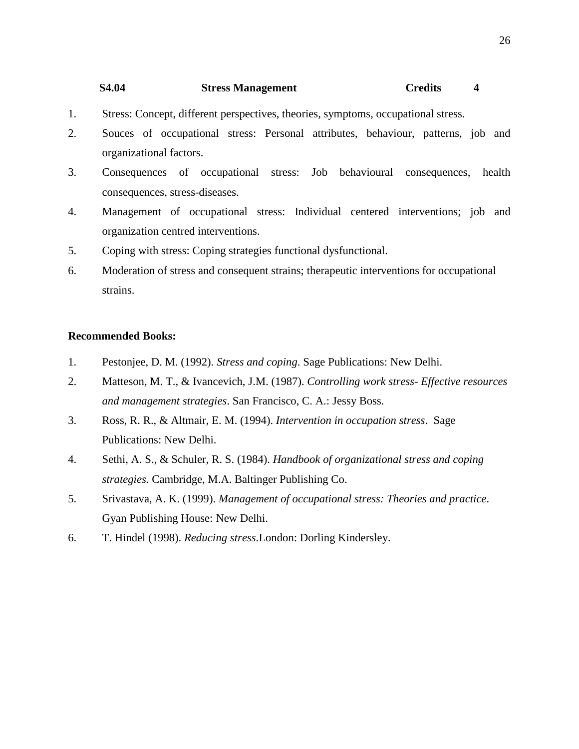**S4.04 Stress Management Credits 4**

1. Stress: Concept, different perspectives, theories, symptoms, occupational stress.
2. Souces of occupational stress: Personal attributes, behaviour, patterns, job and organizational factors.
3. Consequences of occupational stress: Job behavioural consequences, health consequences, stress-diseases.
4. Management of occupational stress: Individual centered interventions; job and organization centred interventions.
5. Coping with stress: Coping strategies functional dysfunctional.
6. Moderation of stress and consequent strains; therapeutic interventions for occupational strains.

**Recommended Books:**

1. Pestonjee, D. M. (1992). *Stress and coping*. Sage Publications: New Delhi.
2. Matteson, M. T., & Ivancevich, J.M. (1987). *Controlling work stress- Effective resources and management strategies*. San Francisco, C. A.: Jessy Boss.
3. Ross, R. R., & Altmair, E. M. (1994). *Intervention in occupation stress*. Sage Publications: New Delhi.
4. Sethi, A. S., & Schuler, R. S. (1984). *Handbook of organizational stress and coping strategies.* Cambridge, M.A. Baltinger Publishing Co.
5. Srivastava, A. K. (1999). *Management of occupational stress: Theories and practice*. Gyan Publishing House: New Delhi.
6. T. Hindel (1998). *Reducing stress*.London: Dorling Kindersley.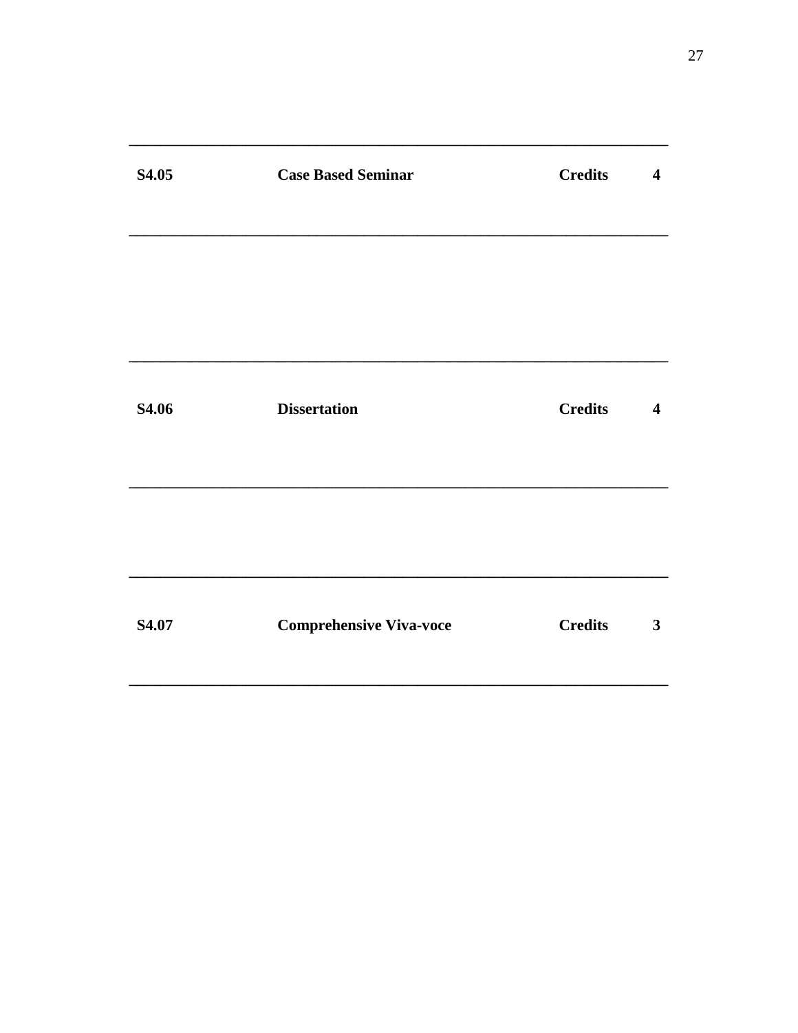| | | | |
|---|---|---|---|
| **S4.05** | **Case Based Seminar** | **Credits** | **4** |

| | | | |
|---|---|---|---|
| **S4.06** | **Dissertation** | **Credits** | **4** |

| | | | |
|---|---|---|---|
| **S4.07** | **Comprehensive Viva-voce** | **Credits** | **3** |